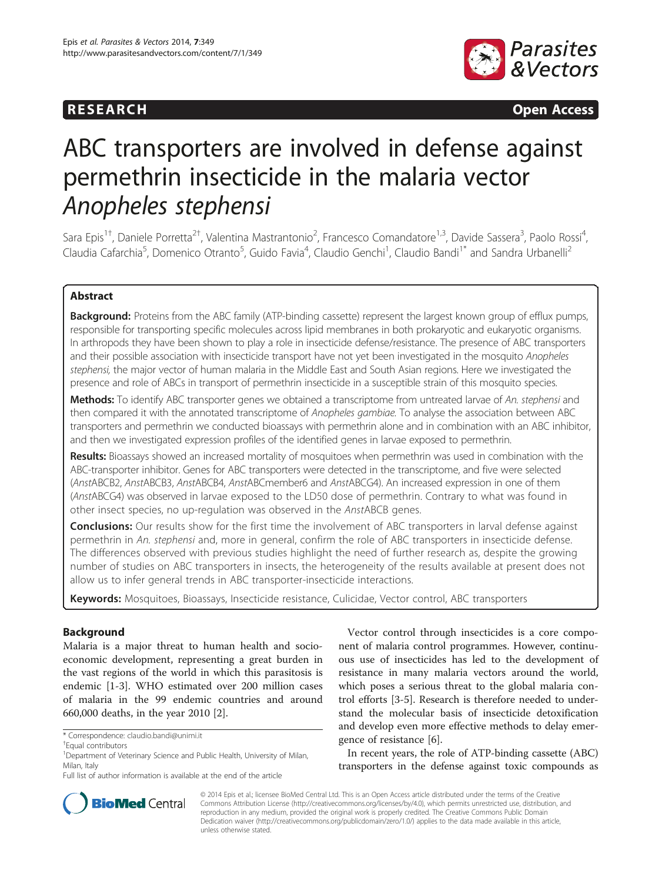RESEARCH Open Access

# ABC transporters are involved in defense against permethrin insecticide in the malaria vector *Anopheles stephensi*

Sara Epis[1†], Daniele Porretta[2†], Valentina Mastrantonio[2], Francesco Comandatore[1,3], Davide Sassera[3], Paolo Rossi[4], Claudia Cafarchia[5], Domenico Otranto[5], Guido Favia[4], Claudio Genchi[1], Claudio Bandi[1*] and Sandra Urbanelli[2]

## Abstract

**Background:** Proteins from the ABC family (ATP-binding cassette) represent the largest known group of efflux pumps, responsible for transporting specific molecules across lipid membranes in both prokaryotic and eukaryotic organisms. In arthropods they have been shown to play a role in insecticide defense/resistance. The presence of ABC transporters and their possible association with insecticide transport have not yet been investigated in the mosquito *Anopheles stephensi,* the major vector of human malaria in the Middle East and South Asian regions. Here we investigated the presence and role of ABCs in transport of permethrin insecticide in a susceptible strain of this mosquito species.

**Methods:** To identify ABC transporter genes we obtained a transcriptome from untreated larvae of *An. stephensi* and then compared it with the annotated transcriptome of *Anopheles gambiae*. To analyse the association between ABC transporters and permethrin we conducted bioassays with permethrin alone and in combination with an ABC inhibitor, and then we investigated expression profiles of the identified genes in larvae exposed to permethrin.

**Results:** Bioassays showed an increased mortality of mosquitoes when permethrin was used in combination with the ABC-transporter inhibitor. Genes for ABC transporters were detected in the transcriptome, and five were selected (*Anst*ABCB2, *Anst*ABCB3, *Anst*ABCB4, *Anst*ABCmember6 and *Anst*ABCG4). An increased expression in one of them (*Anst*ABCG4) was observed in larvae exposed to the LD50 dose of permethrin. Contrary to what was found in other insect species, no up-regulation was observed in the *Anst*ABCB genes.

**Conclusions:** Our results show for the first time the involvement of ABC transporters in larval defense against permethrin in *An. stephensi* and, more in general, confirm the role of ABC transporters in insecticide defense. The differences observed with previous studies highlight the need of further research as, despite the growing number of studies on ABC transporters in insects, the heterogeneity of the results available at present does not allow us to infer general trends in ABC transporter-insecticide interactions.

**Keywords:** Mosquitoes, Bioassays, Insecticide resistance, Culicidae, Vector control, ABC transporters

## Background

Malaria is a major threat to human health and socio-economic development, representing a great burden in the vast regions of the world in which this parasitosis is endemic [1-3]. WHO estimated over 200 million cases of malaria in the 99 endemic countries and around 660,000 deaths, in the year 2010 [2].

Vector control through insecticides is a core component of malaria control programmes. However, continuous use of insecticides has led to the development of resistance in many malaria vectors around the world, which poses a serious threat to the global malaria control efforts [3-5]. Research is therefore needed to understand the molecular basis of insecticide detoxification and develop even more effective methods to delay emergence of resistance [6].

In recent years, the role of ATP-binding cassette (ABC) transporters in the defense against toxic compounds as

\* Correspondence: claudio.bandi@unimi.it

†Equal contributors

[1]Department of Veterinary Science and Public Health, University of Milan, Milan, Italy

Full list of author information is available at the end of the article

© 2014 Epis et al.; licensee BioMed Central Ltd. This is an Open Access article distributed under the terms of the Creative Commons Attribution License (http://creativecommons.org/licenses/by/4.0), which permits unrestricted use, distribution, and reproduction in any medium, provided the original work is properly credited. The Creative Commons Public Domain Dedication waiver (http://creativecommons.org/publicdomain/zero/1.0/) applies to the data made available in this article, unless otherwise stated.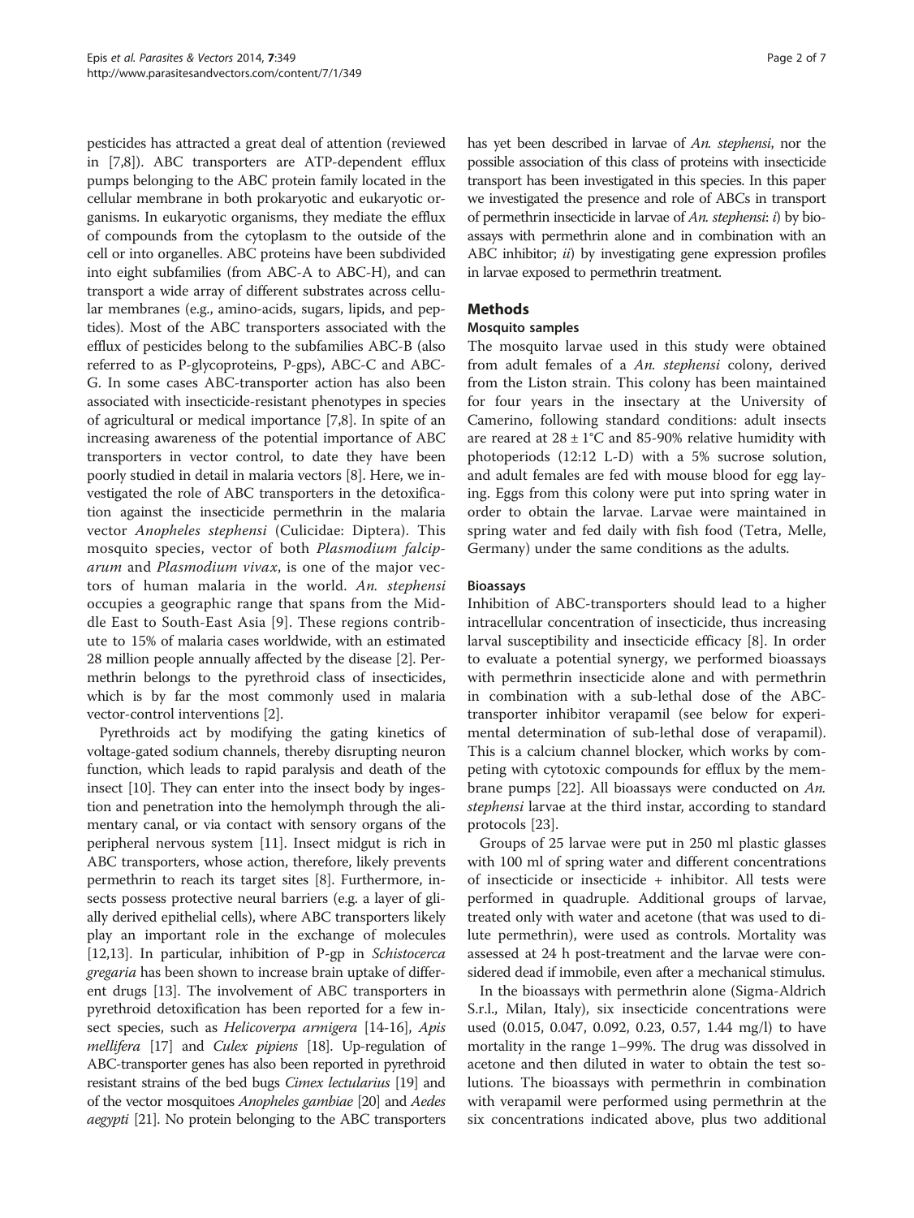pesticides has attracted a great deal of attention (reviewed in [7,8]). ABC transporters are ATP-dependent efflux pumps belonging to the ABC protein family located in the cellular membrane in both prokaryotic and eukaryotic organisms. In eukaryotic organisms, they mediate the efflux of compounds from the cytoplasm to the outside of the cell or into organelles. ABC proteins have been subdivided into eight subfamilies (from ABC-A to ABC-H), and can transport a wide array of different substrates across cellular membranes (e.g., amino-acids, sugars, lipids, and peptides). Most of the ABC transporters associated with the efflux of pesticides belong to the subfamilies ABC-B (also referred to as P-glycoproteins, P-gps), ABC-C and ABC-G. In some cases ABC-transporter action has also been associated with insecticide-resistant phenotypes in species of agricultural or medical importance [7,8]. In spite of an increasing awareness of the potential importance of ABC transporters in vector control, to date they have been poorly studied in detail in malaria vectors [8]. Here, we investigated the role of ABC transporters in the detoxification against the insecticide permethrin in the malaria vector *Anopheles stephensi* (Culicidae: Diptera). This mosquito species, vector of both *Plasmodium falciparum* and *Plasmodium vivax*, is one of the major vectors of human malaria in the world. *An. stephensi* occupies a geographic range that spans from the Middle East to South-East Asia [9]. These regions contribute to 15% of malaria cases worldwide, with an estimated 28 million people annually affected by the disease [2]. Permethrin belongs to the pyrethroid class of insecticides, which is by far the most commonly used in malaria vector-control interventions [2].

Pyrethroids act by modifying the gating kinetics of voltage-gated sodium channels, thereby disrupting neuron function, which leads to rapid paralysis and death of the insect [10]. They can enter into the insect body by ingestion and penetration into the hemolymph through the alimentary canal, or via contact with sensory organs of the peripheral nervous system [11]. Insect midgut is rich in ABC transporters, whose action, therefore, likely prevents permethrin to reach its target sites [8]. Furthermore, insects possess protective neural barriers (e.g. a layer of glially derived epithelial cells), where ABC transporters likely play an important role in the exchange of molecules [12,13]. In particular, inhibition of P-gp in *Schistocerca gregaria* has been shown to increase brain uptake of different drugs [13]. The involvement of ABC transporters in pyrethroid detoxification has been reported for a few insect species, such as *Helicoverpa armigera* [14-16], *Apis mellifera* [17] and *Culex pipiens* [18]. Up-regulation of ABC-transporter genes has also been reported in pyrethroid resistant strains of the bed bugs *Cimex lectularius* [19] and of the vector mosquitoes *Anopheles gambiae* [20] and *Aedes aegypti* [21]. No protein belonging to the ABC transporters has yet been described in larvae of *An. stephensi*, nor the possible association of this class of proteins with insecticide transport has been investigated in this species. In this paper we investigated the presence and role of ABCs in transport of permethrin insecticide in larvae of *An. stephensi*: *i*) by bioassays with permethrin alone and in combination with an ABC inhibitor; *ii*) by investigating gene expression profiles in larvae exposed to permethrin treatment.

## Methods

### Mosquito samples

The mosquito larvae used in this study were obtained from adult females of a *An. stephensi* colony, derived from the Liston strain. This colony has been maintained for four years in the insectary at the University of Camerino, following standard conditions: adult insects are reared at 28 ± 1°C and 85-90% relative humidity with photoperiods (12:12 L-D) with a 5% sucrose solution, and adult females are fed with mouse blood for egg laying. Eggs from this colony were put into spring water in order to obtain the larvae. Larvae were maintained in spring water and fed daily with fish food (Tetra, Melle, Germany) under the same conditions as the adults.

### Bioassays

Inhibition of ABC-transporters should lead to a higher intracellular concentration of insecticide, thus increasing larval susceptibility and insecticide efficacy [8]. In order to evaluate a potential synergy, we performed bioassays with permethrin insecticide alone and with permethrin in combination with a sub-lethal dose of the ABC-transporter inhibitor verapamil (see below for experimental determination of sub-lethal dose of verapamil). This is a calcium channel blocker, which works by competing with cytotoxic compounds for efflux by the membrane pumps [22]. All bioassays were conducted on *An. stephensi* larvae at the third instar, according to standard protocols [23].

Groups of 25 larvae were put in 250 ml plastic glasses with 100 ml of spring water and different concentrations of insecticide or insecticide + inhibitor. All tests were performed in quadruple. Additional groups of larvae, treated only with water and acetone (that was used to dilute permethrin), were used as controls. Mortality was assessed at 24 h post-treatment and the larvae were considered dead if immobile, even after a mechanical stimulus.

In the bioassays with permethrin alone (Sigma-Aldrich S.r.l., Milan, Italy), six insecticide concentrations were used (0.015, 0.047, 0.092, 0.23, 0.57, 1.44 mg/l) to have mortality in the range 1–99%. The drug was dissolved in acetone and then diluted in water to obtain the test solutions. The bioassays with permethrin in combination with verapamil were performed using permethrin at the six concentrations indicated above, plus two additional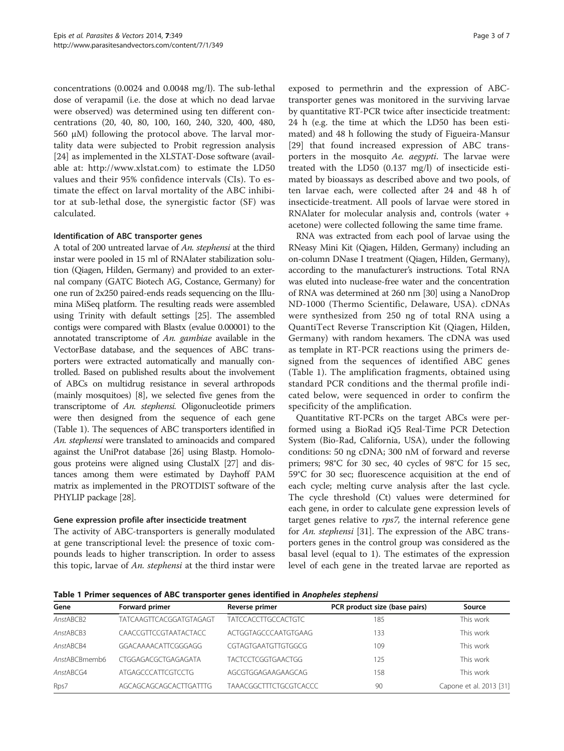concentrations (0.0024 and 0.0048 mg/l). The sub-lethal dose of verapamil (i.e. the dose at which no dead larvae were observed) was determined using ten different concentrations (20, 40, 80, 100, 160, 240, 320, 400, 480, 560 μM) following the protocol above. The larval mortality data were subjected to Probit regression analysis [24] as implemented in the XLSTAT-Dose software (available at: http://www.xlstat.com) to estimate the LD50 values and their 95% confidence intervals (CIs). To estimate the effect on larval mortality of the ABC inhibitor at sub-lethal dose, the synergistic factor (SF) was calculated.

### Identification of ABC transporter genes

A total of 200 untreated larvae of *An. stephensi* at the third instar were pooled in 15 ml of RNAlater stabilization solution (Qiagen, Hilden, Germany) and provided to an external company (GATC Biotech AG, Costance, Germany) for one run of 2x250 paired-ends reads sequencing on the Illumina MiSeq platform. The resulting reads were assembled using Trinity with default settings [25]. The assembled contigs were compared with Blastx (evalue 0.00001) to the annotated transcriptome of *An. gambiae* available in the VectorBase database, and the sequences of ABC transporters were extracted automatically and manually controlled. Based on published results about the involvement of ABCs on multidrug resistance in several arthropods (mainly mosquitoes) [8], we selected five genes from the transcriptome of *An. stephensi.* Oligonucleotide primers were then designed from the sequence of each gene (Table 1). The sequences of ABC transporters identified in *An. stephensi* were translated to aminoacids and compared against the UniProt database [26] using Blastp. Homologous proteins were aligned using ClustalX [27] and distances among them were estimated by Dayhoff PAM matrix as implemented in the PROTDIST software of the PHYLIP package [28].

### Gene expression profile after insecticide treatment

The activity of ABC-transporters is generally modulated at gene transcriptional level: the presence of toxic compounds leads to higher transcription. In order to assess this topic, larvae of *An. stephensi* at the third instar were exposed to permethrin and the expression of ABC-transporter genes was monitored in the surviving larvae by quantitative RT-PCR twice after insecticide treatment: 24 h (e.g. the time at which the LD50 has been estimated) and 48 h following the study of Figueira-Mansur [29] that found increased expression of ABC transporters in the mosquito *Ae. aegypti*. The larvae were treated with the LD50 (0.137 mg/l) of insecticide estimated by bioassays as described above and two pools, of ten larvae each, were collected after 24 and 48 h of insecticide-treatment. All pools of larvae were stored in RNAlater for molecular analysis and, controls (water + acetone) were collected following the same time frame.

RNA was extracted from each pool of larvae using the RNeasy Mini Kit (Qiagen, Hilden, Germany) including an on-column DNase I treatment (Qiagen, Hilden, Germany), according to the manufacturer's instructions. Total RNA was eluted into nuclease-free water and the concentration of RNA was determined at 260 nm [30] using a NanoDrop ND-1000 (Thermo Scientific, Delaware, USA). cDNAs were synthesized from 250 ng of total RNA using a QuantiTect Reverse Transcription Kit (Qiagen, Hilden, Germany) with random hexamers. The cDNA was used as template in RT-PCR reactions using the primers designed from the sequences of identified ABC genes (Table 1). The amplification fragments, obtained using standard PCR conditions and the thermal profile indicated below, were sequenced in order to confirm the specificity of the amplification.

Quantitative RT-PCRs on the target ABCs were performed using a BioRad iQ5 Real-Time PCR Detection System (Bio-Rad, California, USA), under the following conditions: 50 ng cDNA; 300 nM of forward and reverse primers; 98°C for 30 sec, 40 cycles of 98°C for 15 sec, 59°C for 30 sec; fluorescence acquisition at the end of each cycle; melting curve analysis after the last cycle. The cycle threshold (Ct) values were determined for each gene, in order to calculate gene expression levels of target genes relative to *rps7*, the internal reference gene for *An. stephensi* [31]. The expression of the ABC transporters genes in the control group was considered as the basal level (equal to 1). The estimates of the expression level of each gene in the treated larvae are reported as

**Table 1 Primer sequences of ABC transporter genes identified in *Anopheles stephensi***

| Gene | Forward primer | Reverse primer | PCR product size (base pairs) | Source |
|---|---|---|---|---|
| *Anst*ABCB2 | TATCAAGTTCACGGATGTAGAGT | TATCCACCTTGCCACTGTC | 185 | This work |
| *Anst*ABCB3 | CAACCGTTCCGTAATACTACC | ACTGGTAGCCCAATGTGAAG | 133 | This work |
| *Anst*ABCB4 | GGACAAAACATTCGGGAGG | CGTAGTGAATGTTGTGGCG | 109 | This work |
| *Anst*ABCBmemb6 | CTGGAGAGCGCTGAGAGATA | TACTCCTCGGTGAACTGG | 125 | This work |
| *Anst*ABCG4 | ATGAGCCCATTCGTCCTG | AGCGTGGAGAAGAAGCAG | 158 | This work |
| Rps7 | AGCAGCAGCAGCACTTGATTTG | TAAACGGCTTTCTGCGTCACCC | 90 | Capone et al. 2013 [31] |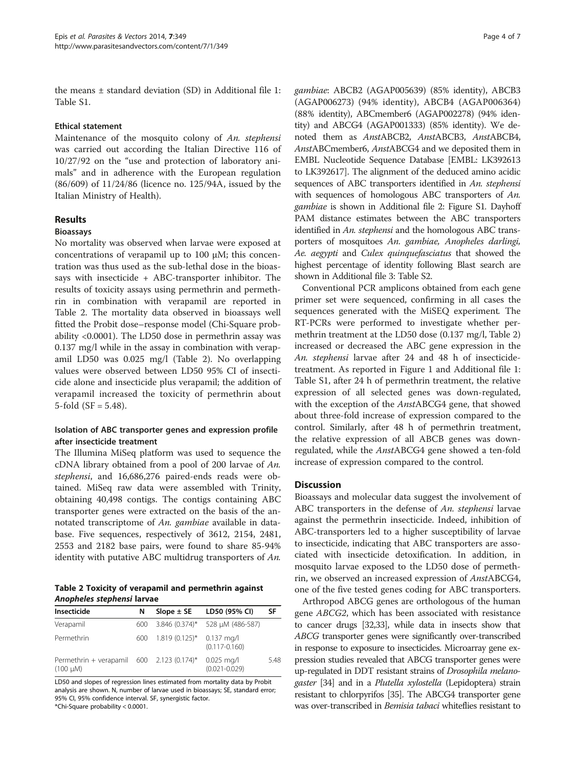the means ± standard deviation (SD) in Additional file 1: Table S1.

### Ethical statement

Maintenance of the mosquito colony of *An. stephensi* was carried out according the Italian Directive 116 of 10/27/92 on the "use and protection of laboratory animals" and in adherence with the European regulation (86/609) of 11/24/86 (licence no. 125/94A, issued by the Italian Ministry of Health).

## Results

### Bioassays

No mortality was observed when larvae were exposed at concentrations of verapamil up to 100 μM; this concentration was thus used as the sub-lethal dose in the bioassays with insecticide + ABC-transporter inhibitor. The results of toxicity assays using permethrin and permethrin in combination with verapamil are reported in Table 2. The mortality data observed in bioassays well fitted the Probit dose–response model (Chi-Square probability <0.0001). The LD50 dose in permethrin assay was 0.137 mg/l while in the assay in combination with verapamil LD50 was 0.025 mg/l (Table 2). No overlapping values were observed between LD50 95% CI of insecticide alone and insecticide plus verapamil; the addition of verapamil increased the toxicity of permethrin about 5-fold (SF = 5.48).

### Isolation of ABC transporter genes and expression profile after insecticide treatment

The Illumina MiSeq platform was used to sequence the cDNA library obtained from a pool of 200 larvae of *An. stephensi*, and 16,686,276 paired-ends reads were obtained. MiSeq raw data were assembled with Trinity, obtaining 40,498 contigs. The contigs containing ABC transporter genes were extracted on the basis of the annotated transcriptome of *An. gambiae* available in database. Five sequences, respectively of 3612, 2154, 2481, 2553 and 2182 base pairs, were found to share 85-94% identity with putative ABC multidrug transporters of *An. gambiae*: ABCB2 (AGAP005639) (85% identity), ABCB3 (AGAP006273) (94% identity), ABCB4 (AGAP006364) (88% identity), ABCmember6 (AGAP002278) (94% identity) and ABCG4 (AGAP001333) (85% identity). We denoted them as *Anst*ABCB2, *Anst*ABCB3, *Anst*ABCB4, *Anst*ABCmember6, *Anst*ABCG4 and we deposited them in EMBL Nucleotide Sequence Database [EMBL: LK392613 to LK392617]. The alignment of the deduced amino acidic sequences of ABC transporters identified in *An. stephensi* with sequences of homologous ABC transporters of *An. gambiae* is shown in Additional file 2: Figure S1. Dayhoff PAM distance estimates between the ABC transporters identified in *An. stephensi* and the homologous ABC transporters of mosquitoes *An. gambiae*, *Anopheles darlingi*, *Ae. aegypti* and *Culex quinquefasciatus* that showed the highest percentage of identity following Blast search are shown in Additional file 3: Table S2.

**Table 2 Toxicity of verapamil and permethrin against *Anopheles stephensi* larvae**

| Insecticide | N | Slope ± SE | LD50 (95% CI) | SF |
|---|---|---|---|---|
| Verapamil | 600 | 3.846 (0.374)* | 528 μM (486-587) | |
| Permethrin | 600 | 1.819 (0.125)* | 0.137 mg/l (0.117-0.160) | |
| Permethrin + verapamil (100 μM) | 600 | 2.123 (0.174)* | 0.025 mg/l (0.021-0.029) | 5.48 |

LD50 and slopes of regression lines estimated from mortality data by Probit analysis are shown. N, number of larvae used in bioassays; SE, standard error; 95% CI, 95% confidence interval. SF, synergistic factor.
*Chi-Square probability < 0.0001.

Conventional PCR amplicons obtained from each gene primer set were sequenced, confirming in all cases the sequences generated with the MiSEQ experiment. The RT-PCRs were performed to investigate whether permethrin treatment at the LD50 dose (0.137 mg/l, Table 2) increased or decreased the ABC gene expression in the *An. stephensi* larvae after 24 and 48 h of insecticide-treatment. As reported in Figure 1 and Additional file 1: Table S1, after 24 h of permethrin treatment, the relative expression of all selected genes was down-regulated, with the exception of the *Anst*ABCG4 gene, that showed about three-fold increase of expression compared to the control. Similarly, after 48 h of permethrin treatment, the relative expression of all ABCB genes was down-regulated, while the *Anst*ABCG4 gene showed a ten-fold increase of expression compared to the control.

## Discussion

Bioassays and molecular data suggest the involvement of ABC transporters in the defense of *An. stephensi* larvae against the permethrin insecticide. Indeed, inhibition of ABC-transporters led to a higher susceptibility of larvae to insecticide, indicating that ABC transporters are associated with insecticide detoxification. In addition, in mosquito larvae exposed to the LD50 dose of permethrin, we observed an increased expression of *Anst*ABCG4, one of the five tested genes coding for ABC transporters.

Arthropod ABCG genes are orthologous of the human gene *ABCG2*, which has been associated with resistance to cancer drugs [32,33], while data in insects show that *ABCG* transporter genes were significantly over-transcribed in response to exposure to insecticides. Microarray gene expression studies revealed that ABCG transporter genes were up-regulated in DDT resistant strains of *Drosophila melanogaster* [34] and in a *Plutella xylostella* (Lepidoptera) strain resistant to chlorpyrifos [35]. The ABCG4 transporter gene was over-transcribed in *Bemisia tabaci* whiteflies resistant to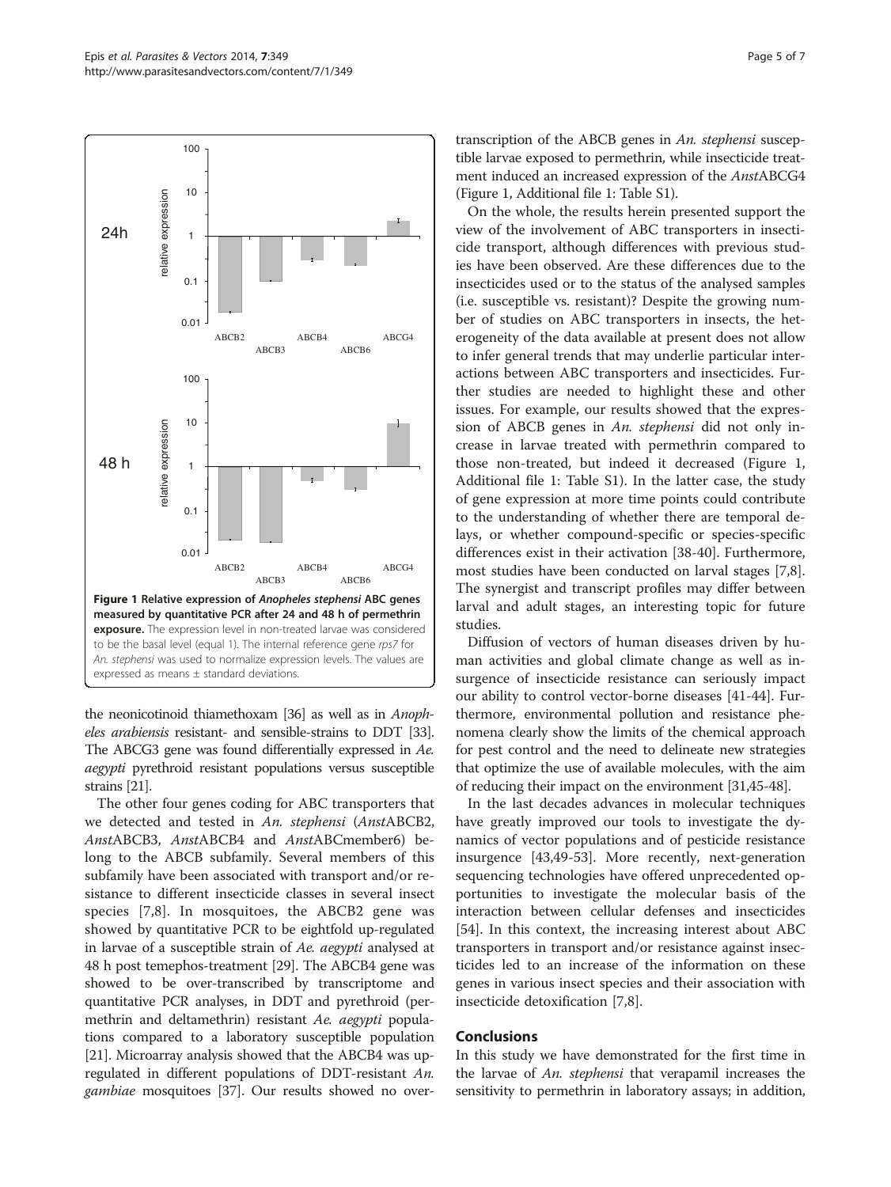**Figure 1 Relative expression of *Anopheles stephensi* ABC genes measured by quantitative PCR after 24 and 48 h of permethrin exposure.** The expression level in non-treated larvae was considered to be the basal level (equal 1). The internal reference gene *rps7* for *An. stephensi* was used to normalize expression levels. The values are expressed as means ± standard deviations.

the neonicotinoid thiamethoxam [36] as well as in *Anopheles arabiensis* resistant- and sensible-strains to DDT [33]. The ABCG3 gene was found differentially expressed in *Ae. aegypti* pyrethroid resistant populations versus susceptible strains [21].

The other four genes coding for ABC transporters that we detected and tested in *An. stephensi* (*Anst*ABCB2, *Anst*ABCB3, *Anst*ABCB4 and *Anst*ABCmember6) belong to the ABCB subfamily. Several members of this subfamily have been associated with transport and/or resistance to different insecticide classes in several insect species [7,8]. In mosquitoes, the ABCB2 gene was showed by quantitative PCR to be eightfold up-regulated in larvae of a susceptible strain of *Ae. aegypti* analysed at 48 h post temephos-treatment [29]. The ABCB4 gene was showed to be over-transcribed by transcriptome and quantitative PCR analyses, in DDT and pyrethroid (permethrin and deltamethrin) resistant *Ae. aegypti* populations compared to a laboratory susceptible population [21]. Microarray analysis showed that the ABCB4 was upregulated in different populations of DDT-resistant *An. gambiae* mosquitoes [37]. Our results showed no over-transcription of the ABCB genes in *An. stephensi* susceptible larvae exposed to permethrin, while insecticide treatment induced an increased expression of the *Anst*ABCG4 (Figure 1, Additional file 1: Table S1).

On the whole, the results herein presented support the view of the involvement of ABC transporters in insecticide transport, although differences with previous studies have been observed. Are these differences due to the insecticides used or to the status of the analysed samples (i.e. susceptible vs. resistant)? Despite the growing number of studies on ABC transporters in insects, the heterogeneity of the data available at present does not allow to infer general trends that may underlie particular interactions between ABC transporters and insecticides. Further studies are needed to highlight these and other issues. For example, our results showed that the expression of ABCB genes in *An. stephensi* did not only increase in larvae treated with permethrin compared to those non-treated, but indeed it decreased (Figure 1, Additional file 1: Table S1). In the latter case, the study of gene expression at more time points could contribute to the understanding of whether there are temporal delays, or whether compound-specific or species-specific differences exist in their activation [38-40]. Furthermore, most studies have been conducted on larval stages [7,8]. The synergist and transcript profiles may differ between larval and adult stages, an interesting topic for future studies.

Diffusion of vectors of human diseases driven by human activities and global climate change as well as insurgence of insecticide resistance can seriously impact our ability to control vector-borne diseases [41-44]. Furthermore, environmental pollution and resistance phenomena clearly show the limits of the chemical approach for pest control and the need to delineate new strategies that optimize the use of available molecules, with the aim of reducing their impact on the environment [31,45-48].

In the last decades advances in molecular techniques have greatly improved our tools to investigate the dynamics of vector populations and of pesticide resistance insurgence [43,49-53]. More recently, next-generation sequencing technologies have offered unprecedented opportunities to investigate the molecular basis of the interaction between cellular defenses and insecticides [54]. In this context, the increasing interest about ABC transporters in transport and/or resistance against insecticides led to an increase of the information on these genes in various insect species and their association with insecticide detoxification [7,8].

## Conclusions

In this study we have demonstrated for the first time in the larvae of *An. stephensi* that verapamil increases the sensitivity to permethrin in laboratory assays; in addition,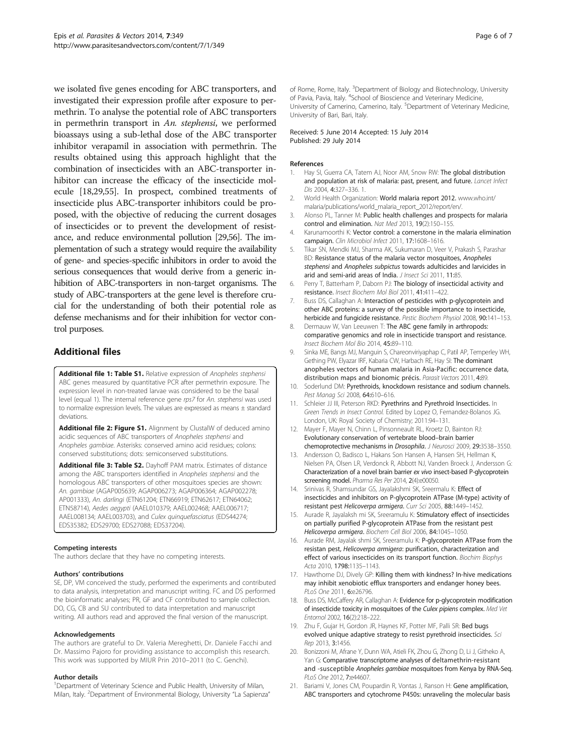we isolated five genes encoding for ABC transporters, and investigated their expression profile after exposure to permethrin. To analyse the potential role of ABC transporters in permethrin transport in *An. stephensi*, we performed bioassays using a sub-lethal dose of the ABC transporter inhibitor verapamil in association with permethrin. The results obtained using this approach highlight that the combination of insecticides with an ABC-transporter inhibitor can increase the efficacy of the insecticide molecule [18,29,55]. In prospect, combined treatments of insecticide plus ABC-transporter inhibitors could be proposed, with the objective of reducing the current dosages of insecticides or to prevent the development of resistance, and reduce environmental pollution [29,56]. The implementation of such a strategy would require the availability of gene- and species-specific inhibitors in order to avoid the serious consequences that would derive from a generic inhibition of ABC-transporters in non-target organisms. The study of ABC-transporters at the gene level is therefore crucial for the understanding of both their potential role as defense mechanisms and for their inhibition for vector control purposes.

## Additional files

**Additional file 1: Table S1.** Relative expression of *Anopheles stephensi* ABC genes measured by quantitative PCR after permethrin exposure. The expression level in non-treated larvae was considered to be the basal level (equal 1). The internal reference gene *rps7* for *An. stephensi* was used to normalize expression levels. The values are expressed as means ± standard deviations.

**Additional file 2: Figure S1.** Alignment by ClustalW of deduced amino acidic sequences of ABC transporters of *Anopheles stephensi* and *Anopheles gambiae*. Asterisks: conserved amino acid residues; colons: conserved substitutions; dots: semiconserved substitutions.

**Additional file 3: Table S2.** Dayhoff PAM matrix. Estimates of distance among the ABC transporters identified in *Anopheles stephensi* and the homologous ABC transporters of other mosquitoes species are shown: *An. gambiae* (AGAP005639; AGAP006273; AGAP006364; AGAP002278; AP001333), *An. darlingi* (ETN61204; ETN66919; ETN62617; ETN64062; ETN58714), *Aedes aegypti* (AAEL010379; AAEL002468; AAEL006717; AAEL008134; AAEL003703), and *Culex quinquefasciatus* (EDS44274; EDS35382; EDS29700; EDS27088; EDS37204).

#### Competing interests

The authors declare that they have no competing interests.

#### Authors' contributions

SE, DP, VM conceived the study, performed the experiments and contributed to data analysis, interpretation and manuscript writing. FC and DS performed the bioinformatic analyses; PR, GF and CF contributed to sample collection. DO, CG, CB and SU contributed to data interpretation and manuscript writing. All authors read and approved the final version of the manuscript.

#### Acknowledgements

The authors are grateful to Dr. Valeria Mereghetti, Dr. Daniele Facchi and Dr. Massimo Pajoro for providing assistance to accomplish this research. This work was supported by MIUR Prin 2010–2011 (to C. Genchi).

#### Author details

[1]Department of Veterinary Science and Public Health, University of Milan, Milan, Italy. [2]Department of Environmental Biology, University "La Sapienza" of Rome, Rome, Italy. [3]Department of Biology and Biotechnology, University of Pavia, Pavia, Italy. [4]School of Bioscience and Veterinary Medicine, University of Camerino, Camerino, Italy. [5]Department of Veterinary Medicine, University of Bari, Bari, Italy.

Received: 5 June 2014 Accepted: 15 July 2014
Published: 29 July 2014

#### References

1. Hay SI, Guerra CA, Tatem AJ, Noor AM, Snow RW: **The global distribution and population at risk of malaria: past, present, and future.** *Lancet Infect Dis* 2004, **4:**327–336. 1.
2. World Health Organization: **World malaria report 2012.** www.who.int/malaria/publications/world_malaria_report_2012/report/en/.
3. Alonso PL, Tanner M: **Public health challenges and prospects for malaria control and elimination.** *Nat Med* 2013, **19**(2):150–155.
4. Karunamoorthi K: **Vector control: a cornerstone in the malaria elimination campaign.** *Clin Microbiol Infect* 2011, **17:**1608–1616.
5. Tikar SN, Mendki MJ, Sharma AK, Sukumaran D, Veer V, Prakash S, Parashar BD: **Resistance status of the malaria vector mosquitoes, *Anopheles stephensi* and *Anopheles subpictus* towards adulticides and larvicides in arid and semi-arid areas of India.** *J Insect Sci* 2011, **11:**85.
6. Perry T, Batterham P, Daborn PJ: **The biology of insecticidal activity and resistance.** *Insect Biochem Mol Biol* 2011, **41:**411–422.
7. Buss DS, Callaghan A: **Interaction of pesticides with p-glycoprotein and other ABC proteins: a survey of the possible importance to insecticide, herbicide and fungicide resistance.** *Pestic Biochem Physiol* 2008, **90:**141–153.
8. Dermauw W, Van Leeuwen T: **The ABC gene family in arthropods: comparative genomics and role in insecticide transport and resistance.** *Insect Biochem Mol Bio* 2014, **45:**89–110.
9. Sinka ME, Bangs MJ, Manguin S, Chareonviriyaphap C, Patil AP, Temperley WH, Gething PW, Elyazar IRF, Kabaria CW, Harbach RE, Hay SI: **The dominant anopheles vectors of human malaria in Asia-Pacific: occurrence data, distribution maps and bionomic précis.** *Parasit Vectors* 2011, **4:**89.
10. Soderlund DM: **Pyrethroids, knockdown resistance and sodium channels.** *Pest Manag Sci* 2008, **64:**610–616.
11. Schleier JJ III, Peterson RKD: **Pyrethrins and Pyrethroid Insecticides.** In *Green Trends in Insect Control.* Edited by Lopez O, Fernandez-Bolanos JG. London, UK: Royal Society of Chemistry; 2011:94–131.
12. Mayer F, Mayer N, Chinn L, Pinsonneault RL, Kroetz D, Bainton RJ: **Evolutionary conservation of vertebrate blood–brain barrier chemoprotective mechanisms in *Drosophila*.** *J Neurosci* 2009, **29:**3538–3550.
13. Andersson O, Badisco L, Hakans Son Hansen A, Hansen SH, Hellman K, Nielsen PA, Olsen LR, Verdonck R, Abbott NJ, Vanden Broeck J, Andersson G: **Characterization of a novel brain barrier *ex vivo* insect-based P-glycoprotein screening model.** *Pharma Res Per* 2014, **2**(4):e00050.
14. Srinivas R, Shamsundar GS, Jayalakshmi SK, Sreermalu K: **Effect of insecticides and inhibitors on P-glycoprotein ATPase (M-type) activity of resistant pest *Helicoverpa armigera*.** *Curr Sci* 2005, **88:**1449–1452.
15. Aurade R, Jayalaksh mi SK, Sreeramulu K: **Stimulatory effect of insecticides on partially purified P-glycoprotein ATPase from the resistant pest *Helicoverpa armigera*.** *Biochem Cell Biol* 2006, **84:**1045–1050.
16. Aurade RM, Jayalak shmi SK, Sreeramulu K: **P-glycoprotein ATPase from the resistan pest, *Helicoverpa armigera*: purification, characterization and effect of various insecticides on its transport function.** *Biochim Biophys Acta* 2010, **1798:**1135–1143.
17. Hawthorne DJ, Dively GP: **Killing them with kindness? In-hive medications may inhibit xenobiotic efflux transporters and endanger honey bees.** *PLoS One* 2011, **6:**e26796.
18. Buss DS, McCaffery AR, Callaghan A: **Evidence for p-glycoprotein modification of insecticide toxicity in mosquitoes of the *Culex pipiens* complex.** *Med Vet Entomol* 2002, **16**(2):218–222.
19. Zhu F, Gujar H, Gordon JR, Haynes KF, Potter MF, Palli SR: **Bed bugs evolved unique adaptive strategy to resist pyrethroid insecticides.** *Sci Rep* 2013, **3:**1456.
20. Bonizzoni M, Afrane Y, Dunn WA, Atieli FK, Zhou G, Zhong D, Li J, Githeko A, Yan G: **Comparative transcriptome analyses of deltamethrin-resistant and -susceptible *Anopheles gambiae* mosquitoes from Kenya by RNA-Seq.** *PLoS One* 2012, **7:**e44607.
21. Bariami V, Jones CM, Poupardin R, Vontas J, Ranson H: **Gene amplification, ABC transporters and cytochrome P450s: unraveling the molecular basis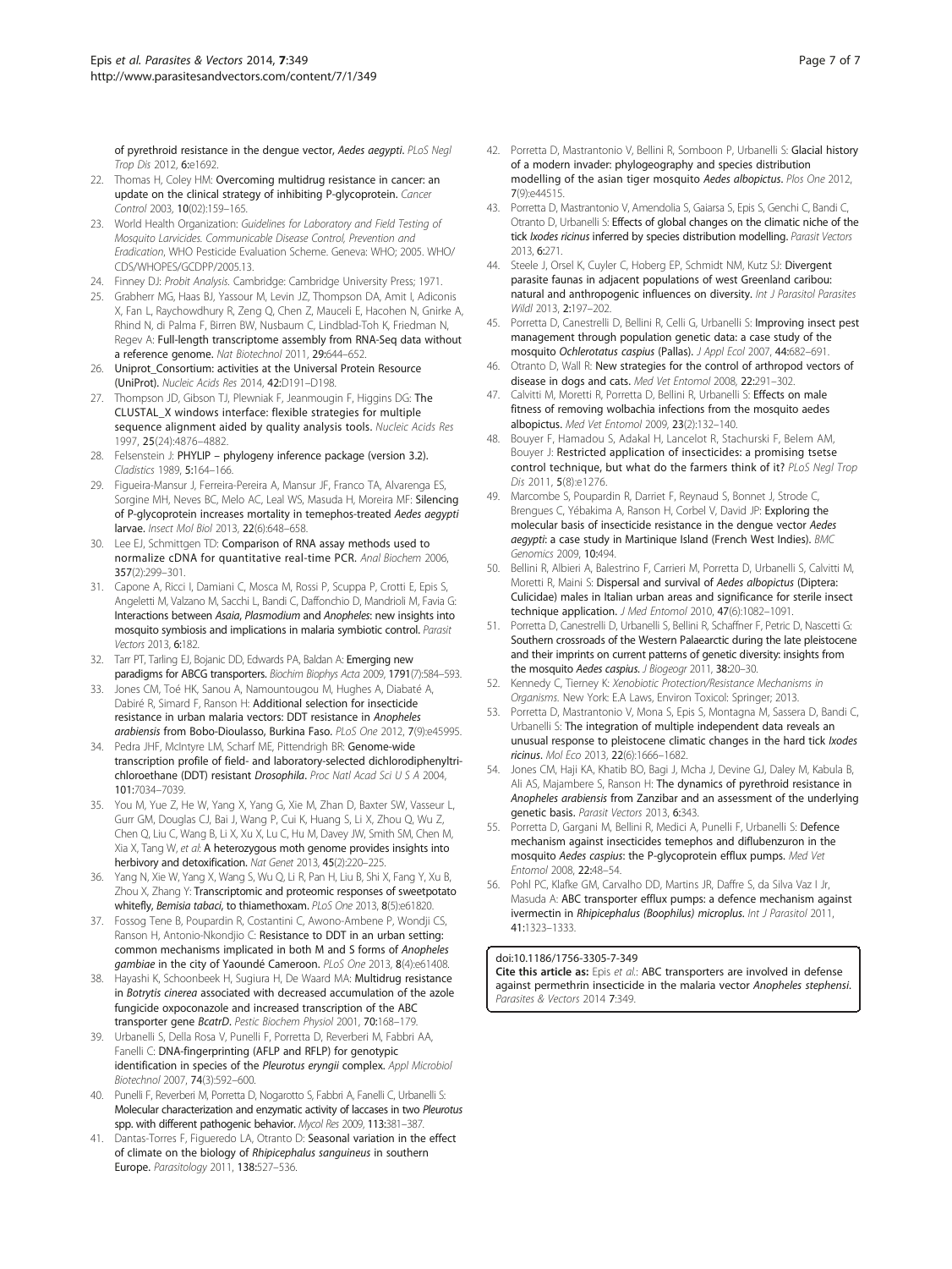of pyrethroid resistance in the dengue vector, *Aedes aegypti*. *PLoS Negl Trop Dis* 2012, **6**:e1692.

22. Thomas H, Coley HM: **Overcoming multidrug resistance in cancer: an update on the clinical strategy of inhibiting P-glycoprotein.** *Cancer Control* 2003, **10**(02):159–165.
23. World Health Organization: *Guidelines for Laboratory and Field Testing of Mosquito Larvicides. Communicable Disease Control, Prevention and Eradication*, WHO Pesticide Evaluation Scheme. Geneva: WHO; 2005. WHO/CDS/WHOPES/GCDPP/2005.13.
24. Finney DJ: *Probit Analysis*. Cambridge: Cambridge University Press; 1971.
25. Grabherr MG, Haas BJ, Yassour M, Levin JZ, Thompson DA, Amit I, Adiconis X, Fan L, Raychowdhury R, Zeng Q, Chen Z, Mauceli E, Hacohen N, Gnirke A, Rhind N, di Palma F, Birren BW, Nusbaum C, Lindblad-Toh K, Friedman N, Regev A: **Full-length transcriptome assembly from RNA-Seq data without a reference genome.** *Nat Biotechnol* 2011, **29**:644–652.
26. Uniprot_Consortium: **activities at the Universal Protein Resource (UniProt).** *Nucleic Acids Res* 2014, **42**:D191–D198.
27. Thompson JD, Gibson TJ, Plewniak F, Jeanmougin F, Higgins DG: **The CLUSTAL_X windows interface: flexible strategies for multiple sequence alignment aided by quality analysis tools.** *Nucleic Acids Res* 1997, **25**(24):4876–4882.
28. Felsenstein J: **PHYLIP – phylogeny inference package (version 3.2).** *Cladistics* 1989, **5**:164–166.
29. Figueira-Mansur J, Ferreira-Pereira A, Mansur JF, Franco TA, Alvarenga ES, Sorgine MH, Neves BC, Melo AC, Leal WS, Masuda H, Moreira MF: **Silencing of P-glycoprotein increases mortality in temephos-treated *Aedes aegypti* larvae.** *Insect Mol Biol* 2013, **22**(6):648–658.
30. Lee EJ, Schmittgen TD: **Comparison of RNA assay methods used to normalize cDNA for quantitative real-time PCR.** *Anal Biochem* 2006, **357**(2):299–301.
31. Capone A, Ricci I, Damiani C, Mosca M, Rossi P, Scuppa P, Crotti E, Epis S, Angeletti M, Valzano M, Sacchi L, Bandi C, Daffonchio D, Mandrioli M, Favia G: **Interactions between *Asaia*, *Plasmodium* and *Anopheles*: new insights into mosquito symbiosis and implications in malaria symbiotic control.** *Parasit Vectors* 2013, **6**:182.
32. Tarr PT, Tarling EJ, Bojanic DD, Edwards PA, Baldan A: **Emerging new paradigms for ABCG transporters.** *Biochim Biophys Acta* 2009, **1791**(7):584–593.
33. Jones CM, Toé HK, Sanou A, Namountougou M, Hughes A, Diabaté A, Dabiré R, Simard F, Ranson H: **Additional selection for insecticide resistance in urban malaria vectors: DDT resistance in *Anopheles arabiensis* from Bobo-Dioulasso, Burkina Faso.** *PLoS One* 2012, **7**(9):e45995.
34. Pedra JHF, McIntyre LM, Scharf ME, Pittendrigh BR: **Genome-wide transcription profile of field- and laboratory-selected dichlorodiphenyltrichloroethane (DDT) resistant *Drosophila*.** *Proc Natl Acad Sci U S A* 2004, **101**:7034–7039.
35. You M, Yue Z, He W, Yang X, Yang G, Xie M, Zhan D, Baxter SW, Vasseur L, Gurr GM, Douglas CJ, Bai J, Wang P, Cui K, Huang S, Li X, Zhou Q, Wu Z, Chen Q, Liu C, Wang B, Li X, Xu X, Lu C, Hu M, Davey JW, Smith SM, Chen M, Xia X, Tang W, *et al*: **A heterozygous moth genome provides insights into herbivory and detoxification.** *Nat Genet* 2013, **45**(2):220–225.
36. Yang N, Xie W, Yang X, Wang S, Wu Q, Li R, Pan H, Liu B, Shi X, Fang Y, Xu B, Zhou X, Zhang Y: **Transcriptomic and proteomic responses of sweetpotato whitefly, *Bemisia tabaci*, to thiamethoxam.** *PLoS One* 2013, **8**(5):e61820.
37. Fossog Tene B, Poupardin R, Costantini C, Awono-Ambene P, Wondji CS, Ranson H, Antonio-Nkondjio C: **Resistance to DDT in an urban setting: common mechanisms implicated in both M and S forms of *Anopheles gambiae* in the city of Yaoundé Cameroon.** *PLoS One* 2013, **8**(4):e61408.
38. Hayashi K, Schoonbeek H, Sugiura H, De Waard MA: **Multidrug resistance in *Botrytis cinerea* associated with decreased accumulation of the azole fungicide oxpoconazole and increased transcription of the ABC transporter gene *BcatrD*.** *Pestic Biochem Physiol* 2001, **70**:168–179.
39. Urbanelli S, Della Rosa V, Punelli F, Porretta D, Reverberi M, Fabbri AA, Fanelli C: **DNA-fingerprinting (AFLP and RFLP) for genotypic identification in species of the *Pleurotus eryngii* complex.** *Appl Microbiol Biotechnol* 2007, **74**(3):592–600.
40. Punelli F, Reverberi M, Porretta D, Nogarotto S, Fabbri A, Fanelli C, Urbanelli S: **Molecular characterization and enzymatic activity of laccases in two *Pleurotus* spp. with different pathogenic behavior.** *Mycol Res* 2009, **113**:381–387.
41. Dantas-Torres F, Figueredo LA, Otranto D: **Seasonal variation in the effect of climate on the biology of *Rhipicephalus sanguineus* in southern Europe.** *Parasitology* 2011, **138**:527–536.
42. Porretta D, Mastrantonio V, Bellini R, Somboon P, Urbanelli S: **Glacial history of a modern invader: phylogeography and species distribution modelling of the asian tiger mosquito *Aedes albopictus*.** *Plos One* 2012, **7**(9):e44515.
43. Porretta D, Mastrantonio V, Amendolia S, Gaiarsa S, Epis S, Genchi C, Bandi C, Otranto D, Urbanelli S: **Effects of global changes on the climatic niche of the tick *Ixodes ricinus* inferred by species distribution modelling.** *Parasit Vectors* 2013, **6**:271.
44. Steele J, Orsel K, Cuyler C, Hoberg EP, Schmidt NM, Kutz SJ: **Divergent parasite faunas in adjacent populations of west Greenland caribou: natural and anthropogenic influences on diversity.** *Int J Parasitol Parasites Wildl* 2013, **2**:197–202.
45. Porretta D, Canestrelli D, Bellini R, Celli G, Urbanelli S: **Improving insect pest management through population genetic data: a case study of the mosquito *Ochlerotatus caspius* (Pallas).** *J Appl Ecol* 2007, **44**:682–691.
46. Otranto D, Wall R: **New strategies for the control of arthropod vectors of disease in dogs and cats.** *Med Vet Entomol* 2008, **22**:291–302.
47. Calvitti M, Moretti R, Porretta D, Bellini R, Urbanelli S: **Effects on male fitness of removing wolbachia infections from the mosquito aedes albopictus.** *Med Vet Entomol* 2009, **23**(2):132–140.
48. Bouyer F, Hamadou S, Adakal H, Lancelot R, Stachurski F, Belem AM, Bouyer J: **Restricted application of insecticides: a promising tsetse control technique, but what do the farmers think of it?** *PLoS Negl Trop Dis* 2011, **5**(8):e1276.
49. Marcombe S, Poupardin R, Darriet F, Reynaud S, Bonnet J, Strode C, Brengues C, Yébakima A, Ranson H, Corbel V, David JP: **Exploring the molecular basis of insecticide resistance in the dengue vector *Aedes aegypti*: a case study in Martinique Island (French West Indies).** *BMC Genomics* 2009, **10**:494.
50. Bellini R, Albieri A, Balestrino F, Carrieri M, Porretta D, Urbanelli S, Calvitti M, Moretti R, Maini S: **Dispersal and survival of *Aedes albopictus* (Diptera: Culicidae) males in Italian urban areas and significance for sterile insect technique application.** *J Med Entomol* 2010, **47**(6):1082–1091.
51. Porretta D, Canestrelli D, Urbanelli S, Bellini R, Schaffner F, Petric D, Nascetti G: **Southern crossroads of the Western Palaearctic during the late pleistocene and their imprints on current patterns of genetic diversity: insights from the mosquito *Aedes caspius*.** *J Biogeogr* 2011, **38**:20–30.
52. Kennedy C, Tierney K: *Xenobiotic Protection/Resistance Mechanisms in Organisms*. New York: E.A Laws, Environ Toxicol: Springer; 2013.
53. Porretta D, Mastrantonio V, Mona S, Epis S, Montagna M, Sassera D, Bandi C, Urbanelli S: **The integration of multiple independent data reveals an unusual response to pleistocene climatic changes in the hard tick *Ixodes ricinus*.** *Mol Eco* 2013, **22**(6):1666–1682.
54. Jones CM, Haji KA, Khatib BO, Bagi J, Mcha J, Devine GJ, Daley M, Kabula B, Ali AS, Majambere S, Ranson H: **The dynamics of pyrethroid resistance in *Anopheles arabiensis* from Zanzibar and an assessment of the underlying genetic basis.** *Parasit Vectors* 2013, **6**:343.
55. Porretta D, Gargani M, Bellini R, Medici A, Punelli F, Urbanelli S: **Defence mechanism against insecticides temephos and diflubenzuron in the mosquito *Aedes caspius*: the P-glycoprotein efflux pumps.** *Med Vet Entomol* 2008, **22**:48–54.
56. Pohl PC, Klafke GM, Carvalho DD, Martins JR, Daffre S, da Silva Vaz I Jr, Masuda A: **ABC transporter efflux pumps: a defence mechanism against ivermectin in *Rhipicephalus (Boophilus) microplus*.** *Int J Parasitol* 2011, **41**:1323–1333.

doi:10.1186/1756-3305-7-349

**Cite this article as:** Epis *et al.*: ABC transporters are involved in defense against permethrin insecticide in the malaria vector *Anopheles stephensi*. *Parasites & Vectors* 2014 **7**:349.